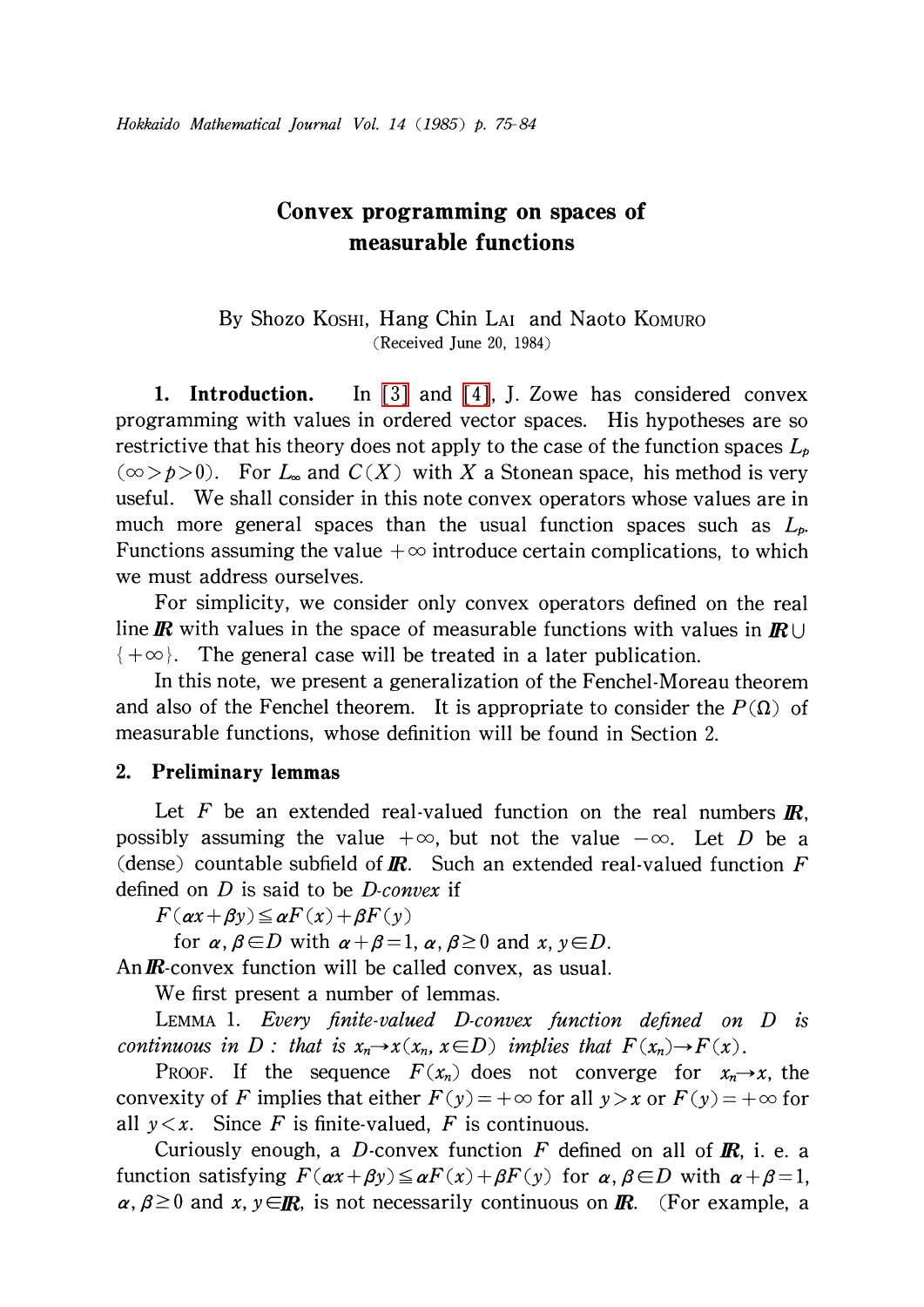# Convex programming on spaces of measurable functions

By Shozo KOSHI, Hang Chin LAI and Naoto KOMURO

(Received June 20, 1984)

**1. Introduction.** In [3] and [4], J. Zowe has considered convex programming with values in ordered vector spaces. His hypotheses are so restrictive that his theory does not apply to the case of the function spaces $L_p$ ($\infty > p > 0$). For $L_\infty$ and $C(X)$ with $X$ a Stonean space, his method is very useful. We shall consider in this note convex operators whose values are in much more general spaces than the usual function spaces such as $L_p$. Functions assuming the value $+\infty$ introduce certain complications, to which we must address ourselves.

For simplicity, we consider only convex operators defined on the real line $\mathbb{R}$ with values in the space of measurable functions with values in $\mathbb{R} \cup \{+\infty\}$. The general case will be treated in a later publication.

In this note, we present a generalization of the Fenchel-Moreau theorem and also of the Fenchel theorem. It is appropriate to consider the $P(\Omega)$ of measurable functions, whose definition will be found in Section 2.

## 2. Preliminary lemmas

Let $F$ be an extended real-valued function on the real numbers $\mathbb{R}$, possibly assuming the value $+\infty$, but not the value $-\infty$. Let $D$ be a (dense) countable subfield of $\mathbb{R}$. Such an extended real-valued function $F$ defined on $D$ is said to be *D-convex* if

$F(\alpha x + \beta y) \leqq \alpha F(x) + \beta F(y)$

for $\alpha, \beta \in D$ with $\alpha + \beta = 1$, $\alpha, \beta \geq 0$ and $x, y \in D$.

An $\mathbb{R}$-convex function will be called convex, as usual.

We first present a number of lemmas.

LEMMA 1. *Every finite-valued D-convex function defined on D is continuous in D: that is $x_n \to x$ ($x_n, x \in D$) implies that $F(x_n) \to F(x)$.*

PROOF. If the sequence $F(x_n)$ does not converge for $x_n \to x$, the convexity of $F$ implies that either $F(y) = +\infty$ for all $y > x$ or $F(y) = +\infty$ for all $y < x$. Since $F$ is finite-valued, $F$ is continuous.

Curiously enough, a $D$-convex function $F$ defined on all of $\mathbb{R}$, i.e. a function satisfying $F(\alpha x + \beta y) \leqq \alpha F(x) + \beta F(y)$ for $\alpha, \beta \in D$ with $\alpha + \beta = 1$, $\alpha, \beta \geq 0$ and $x, y \in \mathbb{R}$, is not necessarily continuous on $\mathbb{R}$. (For example, a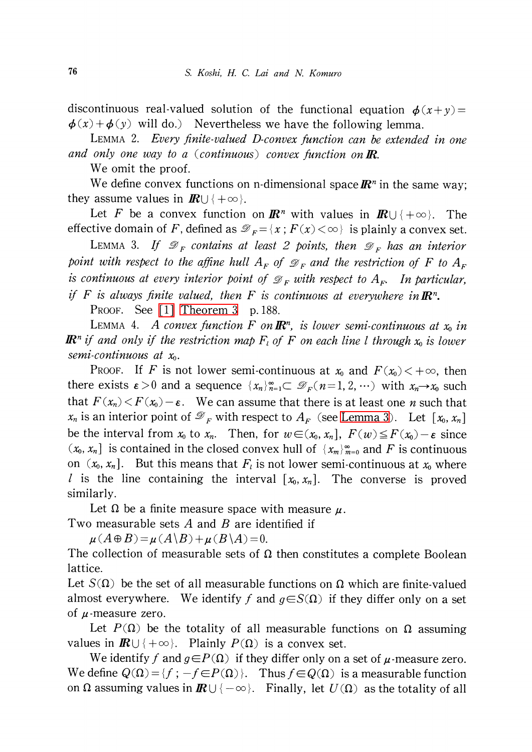discontinuous real-valued solution of the functional equation $\phi(x+y)=\phi(x)+\phi(y)$ will do.) Nevertheless we have the following lemma.

LEMMA 2. *Every finite-valued D-convex function can be extended in one and only one way to a (continuous) convex function on* $\mathbb{R}$.

We omit the proof.

We define convex functions on n-dimensional space $\mathbb{R}^n$ in the same way; they assume values in $\mathbb{R}\cup\{+\infty\}$.

Let $F$ be a convex function on $\mathbb{R}^n$ with values in $\mathbb{R}\cup\{+\infty\}$. The effective domain of $F$, defined as $\mathscr{D}_F=\{x\,;F(x)<\infty\}$ is plainly a convex set.

LEMMA 3. *If* $\mathscr{D}_F$ *contains at least 2 points, then* $\mathscr{D}_F$ *has an interior point with respect to the affine hull* $A_F$ *of* $\mathscr{D}_F$ *and the restriction of* $F$ *to* $A_F$ *is continuous at every interior point of* $\mathscr{D}_F$ *with respect to* $A_F$. *In particular, if* $F$ *is always finite valued, then* $F$ *is continuous at everywhere in* $\mathbb{R}^n$.

PROOF. See [1] Theorem 3 p. 188.

LEMMA 4. *A convex function* $F$ *on* $\mathbb{R}^n$, *is lower semi-continuous at* $x_0$ *in* $\mathbb{R}^n$ *if and only if the restriction map* $F_l$ *of* $F$ *on each line* $l$ *through* $x_0$ *is lower semi-continuous at* $x_0$.

PROOF. If $F$ is not lower semi-continuous at $x_0$ and $F(x_0)<+\infty$, then there exists $\varepsilon>0$ and a sequence $\{x_n\}_{n=1}^{\infty}\subset\mathscr{D}_F(n=1,2,\cdots)$ with $x_n\to x_0$ such that $F(x_n)<F(x_0)-\varepsilon$. We can assume that there is at least one $n$ such that $x_n$ is an interior point of $\mathscr{D}_F$ with respect to $A_F$ (see Lemma 3). Let $[x_0, x_n]$ be the interval from $x_0$ to $x_n$. Then, for $w\in(x_0, x_n]$, $F(w)\leqq F(x_0)-\varepsilon$ since $(x_0, x_n]$ is contained in the closed convex hull of $\{x_m\}_{m=0}^{\infty}$ and $F$ is continuous on $(x_0, x_n]$. But this means that $F_l$ is not lower semi-continuous at $x_0$ where $l$ is the line containing the interval $[x_0, x_n]$. The converse is proved similarly.

Let $\Omega$ be a finite measure space with measure $\mu$.

Two measurable sets $A$ and $B$ are identified if

$\mu(A\oplus B)=\mu(A\backslash B)+\mu(B\backslash A)=0.$

The collection of measurable sets of $\Omega$ then constitutes a complete Boolean lattice.

Let $S(\Omega)$ be the set of all measurable functions on $\Omega$ which are finite-valued almost everywhere. We identify $f$ and $g\in S(\Omega)$ if they differ only on a set of $\mu$-measure zero.

Let $P(\Omega)$ be the totality of all measurable functions on $\Omega$ assuming values in $\mathbb{R}\cup\{+\infty\}$. Plainly $P(\Omega)$ is a convex set.

We identify $f$ and $g\in P(\Omega)$ if they differ only on a set of $\mu$-measure zero. We define $Q(\Omega)=\{f\,;-f\in P(\Omega)\}$. Thus $f\in Q(\Omega)$ is a measurable function on $\Omega$ assuming values in $\mathbb{R}\cup\{-\infty\}$. Finally, let $U(\Omega)$ as the totality of all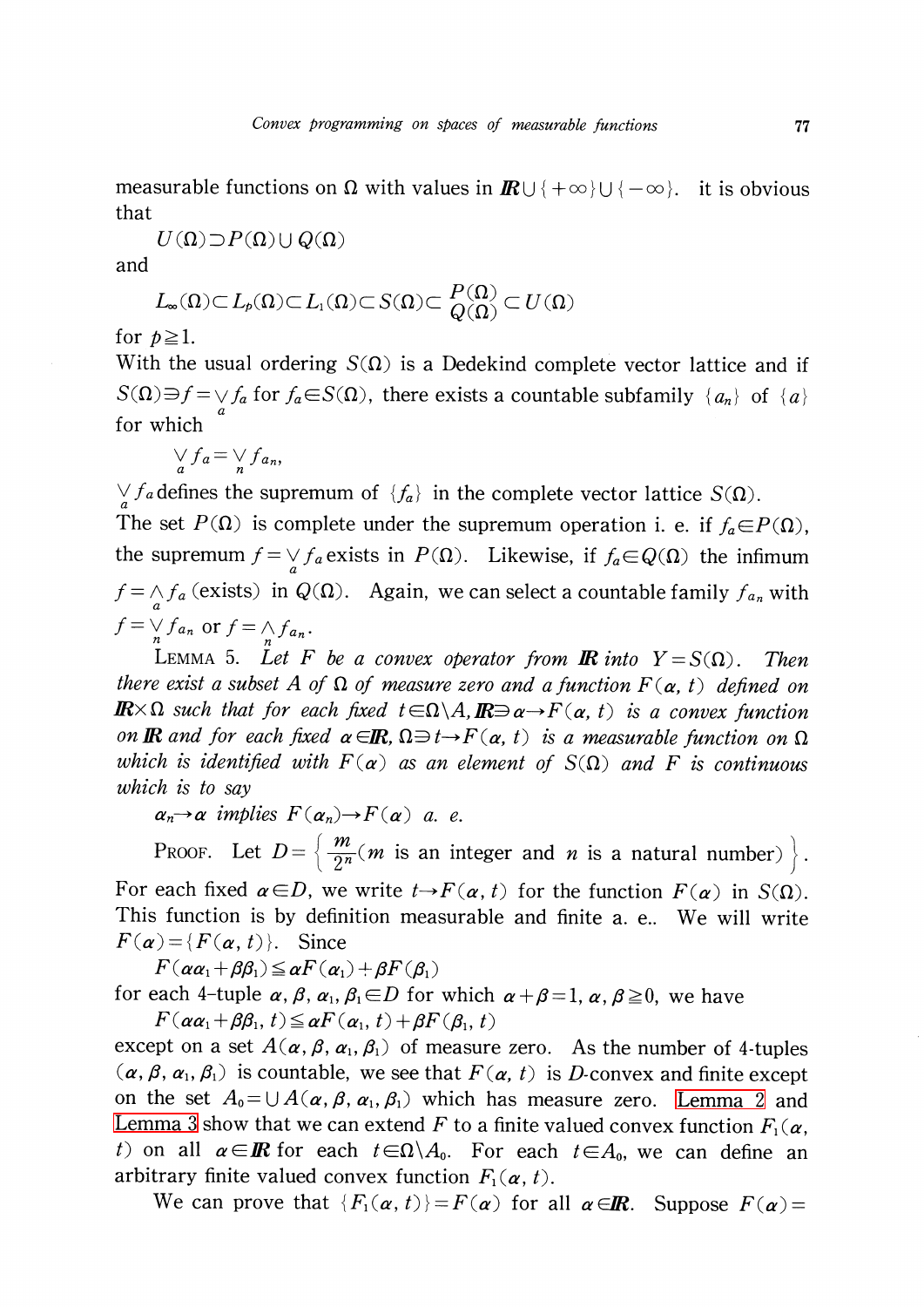measurable functions on $\Omega$ with values in $\mathbb{R}\cup\{+\infty\}\cup\{-\infty\}$. it is obvious that

$$U(\Omega)\supset P(\Omega)\cup Q(\Omega)$$

and

$$L_\infty(\Omega)\subset L_p(\Omega)\subset L_1(\Omega)\subset S(\Omega)\subset \frac{P(\Omega)}{Q(\Omega)}\subset U(\Omega)$$

for $p\geqq 1$.

With the usual ordering $S(\Omega)$ is a Dedekind complete vector lattice and if $S(\Omega)\ni f=\bigvee_a f_a$ for $f_a\in S(\Omega)$, there exists a countable subfamily $\{a_n\}$ of $\{a\}$ for which

$$\bigvee_a f_a=\bigvee_n f_{a_n},$$

$\bigvee_a f_a$ defines the supremum of $\{f_a\}$ in the complete vector lattice $S(\Omega)$.

The set $P(\Omega)$ is complete under the supremum operation i. e. if $f_a\in P(\Omega)$, the supremum $f=\bigvee_a f_a$ exists in $P(\Omega)$. Likewise, if $f_a\in Q(\Omega)$ the infimum $f=\bigwedge_a f_a$ (exists) in $Q(\Omega)$. Again, we can select a countable family $f_{a_n}$ with $f=\bigvee_n f_{a_n}$ or $f=\bigwedge_n f_{a_n}$.

LEMMA 5. *Let $F$ be a convex operator from $\mathbb{R}$ into $Y=S(\Omega)$. Then there exist a subset $A$ of $\Omega$ of measure zero and a function $F(\alpha, t)$ defined on $\mathbb{R}\times\Omega$ such that for each fixed $t\in\Omega\backslash A$, $\mathbb{R}\ni\alpha\to F(\alpha, t)$ is a convex function on $\mathbb{R}$ and for each fixed $\alpha\in\mathbb{R}$, $\Omega\ni t\to F(\alpha, t)$ is a measurable function on $\Omega$ which is identified with $F(\alpha)$ as an element of $S(\Omega)$ and $F$ is continuous which is to say*

$$\alpha_n\to\alpha \text{ implies } F(\alpha_n)\to F(\alpha) \text{ a. e.}$$

PROOF. Let $D=\left\{\frac{m}{2^n}(m \text{ is an integer and } n \text{ is a natural number})\right\}$. For each fixed $\alpha\in D$, we write $t\to F(\alpha, t)$ for the function $F(\alpha)$ in $S(\Omega)$. This function is by definition measurable and finite a. e.. We will write $F(\alpha)=\{F(\alpha, t)\}$. Since

$$F(\alpha\alpha_1+\beta\beta_1)\leqq\alpha F(\alpha_1)+\beta F(\beta_1)$$

for each 4-tuple $\alpha, \beta, \alpha_1, \beta_1\in D$ for which $\alpha+\beta=1$, $\alpha, \beta\geqq 0$, we have

$$F(\alpha\alpha_1+\beta\beta_1, t)\leqq\alpha F(\alpha_1, t)+\beta F(\beta_1, t)$$

except on a set $A(\alpha, \beta, \alpha_1, \beta_1)$ of measure zero. As the number of 4-tuples $(\alpha, \beta, \alpha_1, \beta_1)$ is countable, we see that $F(\alpha, t)$ is $D$-convex and finite except on the set $A_0=\bigcup A(\alpha, \beta, \alpha_1, \beta_1)$ which has measure zero. Lemma 2 and Lemma 3 show that we can extend $F$ to a finite valued convex function $F_1(\alpha, t)$ on all $\alpha\in\mathbb{R}$ for each $t\in\Omega\backslash A_0$. For each $t\in A_0$, we can define an arbitrary finite valued convex function $F_1(\alpha, t)$.

We can prove that $\{F_1(\alpha, t)\}=F(\alpha)$ for all $\alpha\in\mathbb{R}$. Suppose $F(\alpha)=$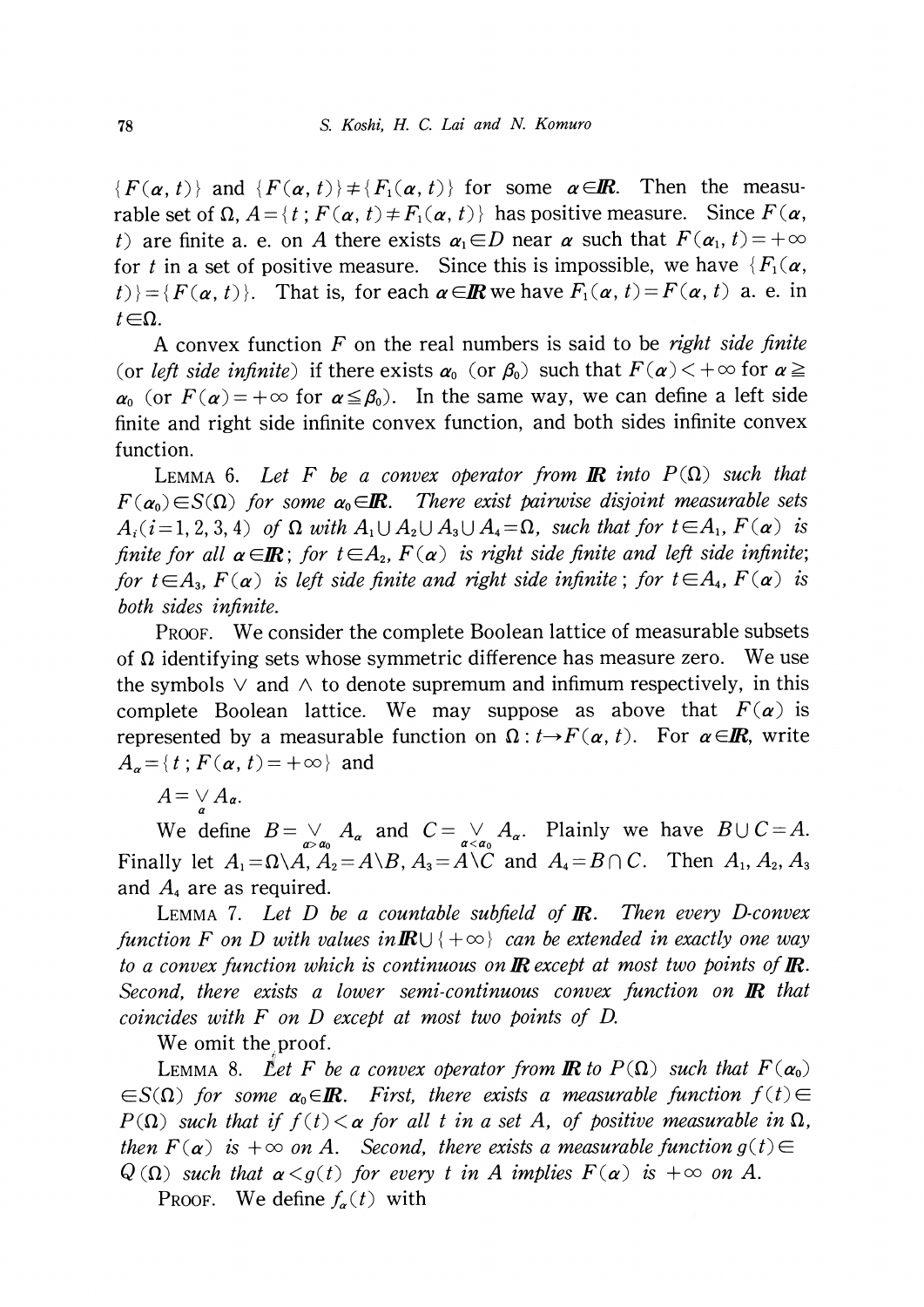$\{F(\alpha, t)\}$ and $\{F(\alpha, t)\} \neq \{F_1(\alpha, t)\}$ for some $\alpha \in \mathbb{R}$. Then the measurable set of $\Omega$, $A = \{t\,;\, F(\alpha, t) \neq F_1(\alpha, t)\}$ has positive measure. Since $F(\alpha, t)$ are finite a. e. on $A$ there exists $\alpha_1 \in D$ near $\alpha$ such that $F(\alpha_1, t) = +\infty$ for $t$ in a set of positive measure. Since this is impossible, we have $\{F_1(\alpha, t)\} = \{F(\alpha, t)\}$. That is, for each $\alpha \in \mathbb{R}$ we have $F_1(\alpha, t) = F(\alpha, t)$ a. e. in $t \in \Omega$.

A convex function $F$ on the real numbers is said to be *right side finite* (or *left side infinite*) if there exists $\alpha_0$ (or $\beta_0$) such that $F(\alpha) < +\infty$ for $\alpha \geqq \alpha_0$ (or $F(\alpha) = +\infty$ for $\alpha \leqq \beta_0$). In the same way, we can define a left side finite and right side infinite convex function, and both sides infinite convex function.

LEMMA 6. *Let $F$ be a convex operator from $\mathbb{R}$ into $P(\Omega)$ such that $F(\alpha_0) \in S(\Omega)$ for some $\alpha_0 \in \mathbb{R}$. There exist pairwise disjoint measurable sets $A_i (i = 1, 2, 3, 4)$ of $\Omega$ with $A_1 \cup A_2 \cup A_3 \cup A_4 = \Omega$, such that for $t \in A_1$, $F(\alpha)$ is finite for all $\alpha \in \mathbb{R}$; for $t \in A_2$, $F(\alpha)$ is right side finite and left side infinite; for $t \in A_3$, $F(\alpha)$ is left side finite and right side infinite; for $t \in A_4$, $F(\alpha)$ is both sides infinite.*

PROOF. We consider the complete Boolean lattice of measurable subsets of $\Omega$ identifying sets whose symmetric difference has measure zero. We use the symbols $\vee$ and $\wedge$ to denote supremum and infimum respectively, in this complete Boolean lattice. We may suppose as above that $F(\alpha)$ is represented by a measurable function on $\Omega : t \to F(\alpha, t)$. For $\alpha \in \mathbb{R}$, write $A_\alpha = \{t\,;\, F(\alpha, t) = +\infty\}$ and

$$A = \bigvee_\alpha A_\alpha.$$

We define $B = \bigvee_{\alpha > \alpha_0} A_\alpha$ and $C = \bigvee_{\alpha < \alpha_0} A_\alpha$. Plainly we have $B \cup C = A$. Finally let $A_1 = \Omega \backslash A$, $A_2 = A \backslash B$, $A_3 = A \backslash C$ and $A_4 = B \cap C$. Then $A_1$, $A_2$, $A_3$ and $A_4$ are as required.

LEMMA 7. *Let $D$ be a countable subfield of $\mathbb{R}$. Then every $D$-convex function $F$ on $D$ with values in $\mathbb{R} \cup \{+\infty\}$ can be extended in exactly one way to a convex function which is continuous on $\mathbb{R}$ except at most two points of $\mathbb{R}$. Second, there exists a lower semi-continuous convex function on $\mathbb{R}$ that coincides with $F$ on $D$ except at most two points of $D$.*

We omit the proof.

LEMMA 8. *Let $F$ be a convex operator from $\mathbb{R}$ to $P(\Omega)$ such that $F(\alpha_0) \in S(\Omega)$ for some $\alpha_0 \in \mathbb{R}$. First, there exists a measurable function $f(t) \in P(\Omega)$ such that if $f(t) < \alpha$ for all $t$ in a set $A$, of positive measurable in $\Omega$, then $F(\alpha)$ is $+\infty$ on $A$. Second, there exists a measurable function $g(t) \in Q(\Omega)$ such that $\alpha < g(t)$ for every $t$ in $A$ implies $F(\alpha)$ is $+\infty$ on $A$.*

PROOF. We define $f_\alpha(t)$ with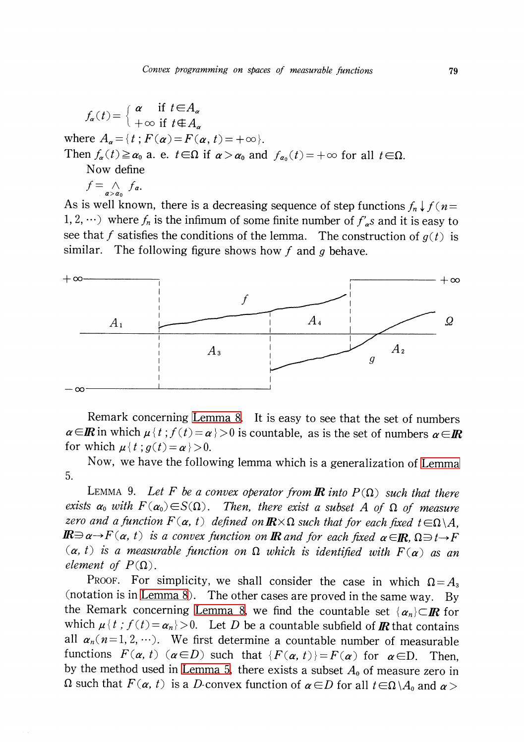$$f_\alpha(t)=\begin{cases}\alpha & \text{if } t\in A_\alpha\\ +\infty & \text{if } t\notin A_\alpha\end{cases}$$

where $A_\alpha=\{t\,;F(\alpha)=F(\alpha,t)=+\infty\}$.

Then $f_\alpha(t)\geqq\alpha_0$ a. e. $t\in\Omega$ if $\alpha>\alpha_0$ and $f_{\alpha_0}(t)=+\infty$ for all $t\in\Omega$.

Now define

$f=\bigwedge_{\alpha>\alpha_0} f_\alpha$.

As is well known, there is a decreasing sequence of step functions $f_n\downarrow f\,(n=1,2,\cdots)$ where $f_n$ is the infimum of some finite number of $f'_\alpha s$ and it is easy to see that $f$ satisfies the conditions of the lemma. The construction of $g(t)$ is similar. The following figure shows how $f$ and $g$ behave.

Remark concerning Lemma 8. It is easy to see that the set of numbers $\alpha\in\mathbb{R}$ in which $\mu\{t\,;f(t)=\alpha\}>0$ is countable, as is the set of numbers $\alpha\in\mathbb{R}$ for which $\mu\{t\,;g(t)=\alpha\}>0$.

Now, we have the following lemma which is a generalization of Lemma 5.

LEMMA 9. *Let $F$ be a convex operator from $\mathbb{R}$ into $P(\Omega)$ such that there exists $\alpha_0$ with $F(\alpha_0)\in S(\Omega)$. Then, there exist a subset $A$ of $\Omega$ of measure zero and a function $F(\alpha,t)$ defined on $\mathbb{R}\times\Omega$ such that for each fixed $t\in\Omega\setminus A$, $\mathbb{R}\ni\alpha\to F(\alpha,t)$ is a convex function on $\mathbb{R}$ and for each fixed $\alpha\in\mathbb{R}$, $\Omega\ni t\to F(\alpha,t)$ is a measurable function on $\Omega$ which is identified with $F(\alpha)$ as an element of $P(\Omega)$.*

PROOF. For simplicity, we shall consider the case in which $\Omega=A_3$ (notation is in Lemma 8). The other cases are proved in the same way. By the Remark concerning Lemma 8, we find the countable set $\{\alpha_n\}\subset\mathbb{R}$ for which $\mu\{t\,;f(t)=\alpha_n\}>0$. Let $D$ be a countable subfield of $\mathbb{R}$ that contains all $\alpha_n(n=1,2,\cdots)$. We first determine a countable number of measurable functions $F(\alpha,t)$ $(\alpha\in D)$ such that $\{F(\alpha,t)\}=F(\alpha)$ for $\alpha\in D$. Then, by the method used in Lemma 5, there exists a subset $A_0$ of measure zero in $\Omega$ such that $F(\alpha,t)$ is a $D$-convex function of $\alpha\in D$ for all $t\in\Omega\setminus A_0$ and $\alpha>$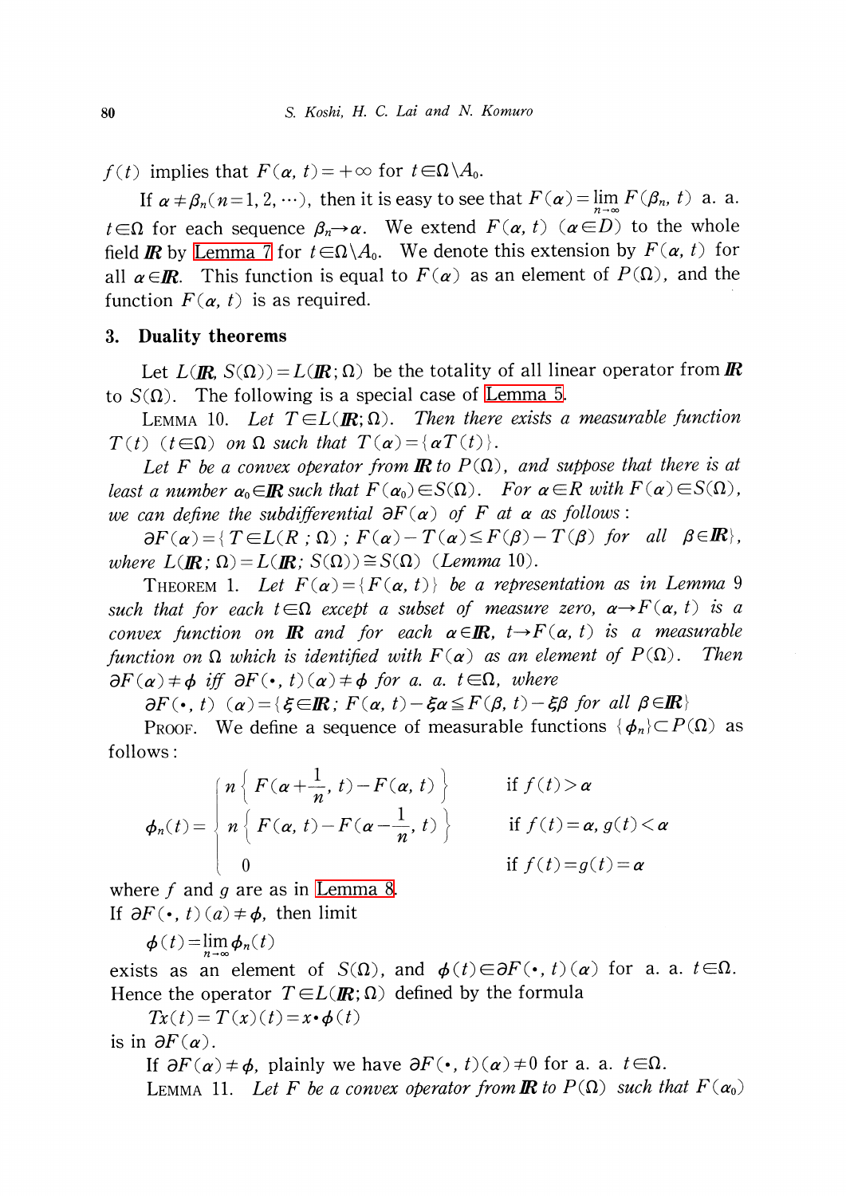$f(t)$ implies that $F(\alpha, t)=+\infty$ for $t \in \Omega \backslash A_0$.

If $\alpha \neq \beta_n (n=1, 2, \cdots)$, then it is easy to see that $F(\alpha)=\lim_{n\to\infty} F(\beta_n, t)$ a. a. $t \in \Omega$ for each sequence $\beta_n \to \alpha$. We extend $F(\alpha, t)$ $(\alpha \in D)$ to the whole field $\mathbb{R}$ by Lemma 7 for $t \in \Omega \backslash A_0$. We denote this extension by $F(\alpha, t)$ for all $\alpha \in \mathbb{R}$. This function is equal to $F(\alpha)$ as an element of $P(\Omega)$, and the function $F(\alpha, t)$ is as required.

## 3. Duality theorems

Let $L(\mathbb{R}, S(\Omega))=L(\mathbb{R}; \Omega)$ be the totality of all linear operator from $\mathbb{R}$ to $S(\Omega)$. The following is a special case of Lemma 5.

LEMMA 10. *Let $T \in L(\mathbb{R}; \Omega)$. Then there exists a measurable function $T(t)$ $(t \in \Omega)$ on $\Omega$ such that $T(\alpha)=\{\alpha T(t)\}$.*

*Let $F$ be a convex operator from $\mathbb{R}$ to $P(\Omega)$, and suppose that there is at least a number $\alpha_0 \in \mathbb{R}$ such that $F(\alpha_0) \in S(\Omega)$. For $\alpha \in R$ with $F(\alpha) \in S(\Omega)$, we can define the subdifferential $\partial F(\alpha)$ of $F$ at $\alpha$ as follows:*

$$\partial F(\alpha)=\{T \in L(R\,;\Omega)\,;\, F(\alpha)-T(\alpha) \leq F(\beta)-T(\beta) \text{ for all } \beta \in \mathbb{R}\},$$

*where $L(\mathbb{R}; \Omega)=L(\mathbb{R}; S(\Omega)) \cong S(\Omega)$ (Lemma 10).*

THEOREM 1. *Let $F(\alpha)=\{F(\alpha, t)\}$ be a representation as in Lemma 9 such that for each $t \in \Omega$ except a subset of measure zero, $\alpha \to F(\alpha, t)$ is a convex function on $\mathbb{R}$ and for each $\alpha \in \mathbb{R}$, $t \to F(\alpha, t)$ is a measurable function on $\Omega$ which is identified with $F(\alpha)$ as an element of $P(\Omega)$. Then $\partial F(\alpha) \neq \phi$ iff $\partial F(\cdot, t)(\alpha) \neq \phi$ for a. a. $t \in \Omega$, where*

$$\partial F(\cdot, t)\ (\alpha)=\{\xi \in \mathbb{R}\,;\, F(\alpha, t)-\xi\alpha \leq F(\beta, t)-\xi\beta \text{ for all } \beta \in \mathbb{R}\}$$

PROOF. We define a sequence of measurable functions $\{\phi_n\} \subset P(\Omega)$ as follows:

$$\phi_n(t)=\begin{cases} n\left\{F(\alpha+\dfrac{1}{n}, t)-F(\alpha, t)\right\} & \text{if } f(t)>\alpha \\ n\left\{F(\alpha, t)-F(\alpha-\dfrac{1}{n}, t)\right\} & \text{if } f(t)=\alpha, g(t)<\alpha \\ 0 & \text{if } f(t)=g(t)=\alpha \end{cases}$$

where $f$ and $g$ are as in Lemma 8.
If $\partial F(\cdot, t)(a) \neq \phi$, then limit

$$\phi(t)=\lim_{n\to\infty} \phi_n(t)$$

exists as an element of $S(\Omega)$, and $\phi(t) \in \partial F(\cdot, t)(\alpha)$ for a. a. $t \in \Omega$. Hence the operator $T \in L(\mathbb{R}; \Omega)$ defined by the formula

$$Tx(t)=T(x)(t)=x \cdot \phi(t)$$

is in $\partial F(\alpha)$.

If $\partial F(\alpha) \neq \phi$, plainly we have $\partial F(\cdot, t)(\alpha) \neq 0$ for a. a. $t \in \Omega$.

LEMMA 11. *Let $F$ be a convex operator from $\mathbb{R}$ to $P(\Omega)$ such that $F(\alpha_0)$*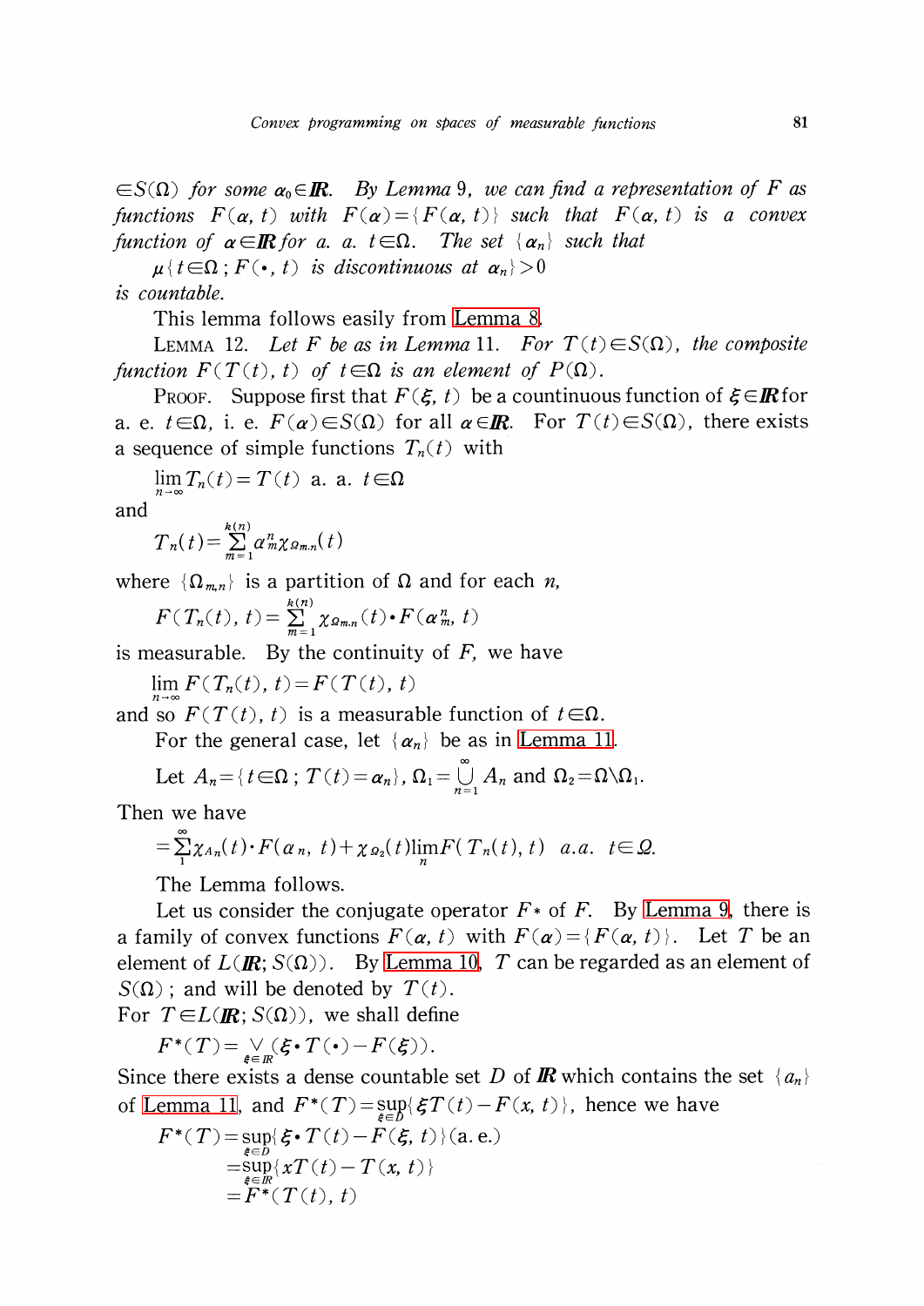$\in S(\Omega)$ *for some* $\alpha_0 \in \mathbb{R}$. *By Lemma* 9, *we can find a representation of* $F$ *as functions* $F(\alpha, t)$ *with* $F(\alpha)=\{F(\alpha, t)\}$ *such that* $F(\alpha, t)$ *is a convex function of* $\alpha \in \mathbb{R}$ *for a. a.* $t \in \Omega$. *The set* $\{\alpha_n\}$ *such that*

$$\mu\{t \in \Omega\,; F(\cdot, t) \text{ is discontinuous at } \alpha_n\} > 0$$

*is countable.*

This lemma follows easily from Lemma 8.

LEMMA 12. *Let* $F$ *be as in Lemma* 11. *For* $T(t) \in S(\Omega)$, *the composite function* $F(T(t), t)$ *of* $t \in \Omega$ *is an element of* $P(\Omega)$.

PROOF. Suppose first that $F(\xi, t)$ be a countinuous function of $\xi \in \mathbb{R}$ for a. e. $t \in \Omega$, i. e. $F(\alpha) \in S(\Omega)$ for all $\alpha \in \mathbb{R}$. For $T(t) \in S(\Omega)$, there exists a sequence of simple functions $T_n(t)$ with

$$\lim_{n \to \infty} T_n(t) = T(t) \text{ a. a. } t \in \Omega$$

and

$$T_n(t) = \sum_{m=1}^{k(n)} \alpha_m^n \chi_{\Omega_{m,n}}(t)$$

where $\{\Omega_{m,n}\}$ is a partition of $\Omega$ and for each $n$,

$$F(T_n(t), t) = \sum_{m=1}^{k(n)} \chi_{\Omega_{m,n}}(t) \cdot F(\alpha_m^n, t)$$

is measurable. By the continuity of $F$, we have

$$\lim_{n \to \infty} F(T_n(t), t) = F(T(t), t)$$

and so $F(T(t), t)$ is a measurable function of $t \in \Omega$.

For the general case, let $\{\alpha_n\}$ be as in Lemma 11.

Let $A_n = \{t \in \Omega\,; T(t) = \alpha_n\}$, $\Omega_1 = \bigcup_{n=1}^{\infty} A_n$ and $\Omega_2 = \Omega \backslash \Omega_1$.

Then we have

$$= \sum_{1}^{\infty} \chi_{A_n}(t) \cdot F(\alpha_n, t) + \chi_{\Omega_2}(t) \lim_n F(T_n(t), t) \quad a.a. \quad t \in \Omega.$$

The Lemma follows.

Let us consider the conjugate operator $F^*$ of $F$. By Lemma 9, there is a family of convex functions $F(\alpha, t)$ with $F(\alpha) = \{F(\alpha, t)\}$. Let $T$ be an element of $L(\mathbb{R}; S(\Omega))$. By Lemma 10, $T$ can be regarded as an element of $S(\Omega)$; and will be denoted by $T(t)$.

For $T \in L(\mathbb{R}; S(\Omega))$, we shall define

$$F^*(T) = \bigvee_{\xi \in \mathbb{R}} (\xi \cdot T(\cdot) - F(\xi)).$$

Since there exists a dense countable set $D$ of $\mathbb{R}$ which contains the set $\{a_n\}$ of Lemma 11, and $F^*(T) = \sup_{\xi \in D}\{\xi T(t) - F(x, t)\}$, hence we have

$$\begin{aligned}
F^*(T) &= \sup_{\xi \in D}\{\xi \cdot T(t) - F(\xi, t)\} \text{(a. e.)} \\
&= \sup_{\xi \in \mathbb{R}}\{x T(t) - T(x, t)\} \\
&= F^*(T(t), t)
\end{aligned}$$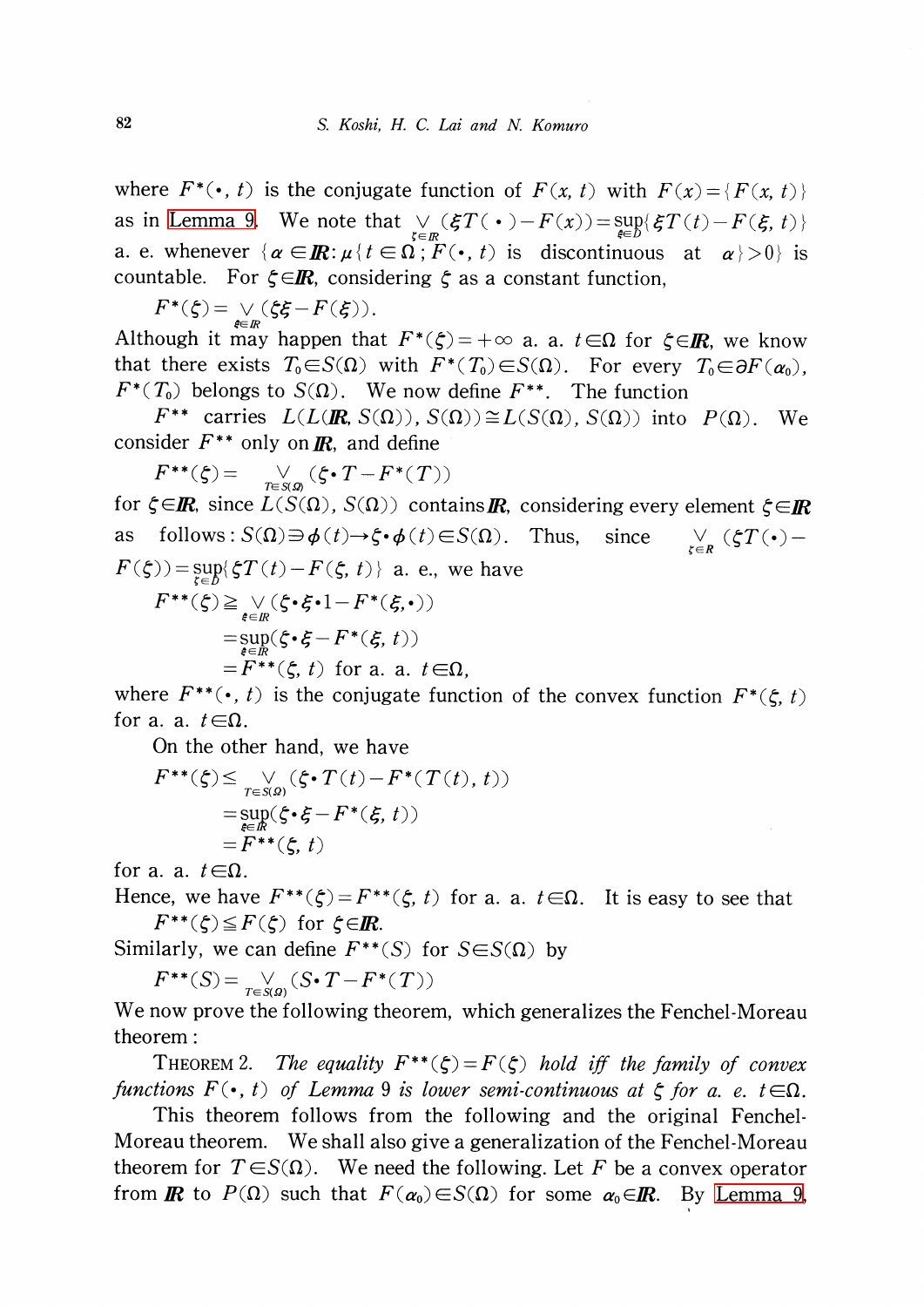where $F^*(\cdot, t)$ is the conjugate function of $F(x, t)$ with $F(x)=\{F(x, t)\}$ as in Lemma 9. We note that $\bigvee_{\xi\in\mathbb{R}}(\xi T(\cdot)-F(x))=\sup_{\xi\in D}\{\xi T(t)-F(\xi, t)\}$ a. e. whenever $\{\alpha\in\mathbb{R}: \mu\{t\in\Omega; F(\cdot, t)$ is discontinuous at $\alpha\}>0\}$ is countable. For $\zeta\in\mathbb{R}$, considering $\zeta$ as a constant function,

$$F^*(\zeta)=\bigvee_{\xi\in\mathbb{R}}(\zeta\xi-F(\xi)).$$

Although it may happen that $F^*(\zeta)=+\infty$ a. a. $t\in\Omega$ for $\zeta\in\mathbb{R}$, we know that there exists $T_0\in S(\Omega)$ with $F^*(T_0)\in S(\Omega)$. For every $T_0\in\partial F(\alpha_0)$, $F^*(T_0)$ belongs to $S(\Omega)$. We now define $F^{**}$. The function

$F^{**}$ carries $L(L(\mathbb{R}, S(\Omega)), S(\Omega))\cong L(S(\Omega), S(\Omega))$ into $P(\Omega)$. We consider $F^{**}$ only on $\mathbb{R}$, and define

$$F^{**}(\zeta)=\bigvee_{T\in S(\Omega)}(\zeta\cdot T-F^*(T))$$

for $\zeta\in\mathbb{R}$, since $L(S(\Omega), S(\Omega))$ contains $\mathbb{R}$, considering every element $\zeta\in\mathbb{R}$ as follows: $S(\Omega)\ni\phi(t)\to\zeta\cdot\phi(t)\in S(\Omega)$. Thus, since $\bigvee_{\zeta\in R}(\zeta T(\cdot)-F(\zeta))=\sup_{\zeta\in D}\{\zeta T(t)-F(\zeta, t)\}$ a. e., we have

$$\begin{aligned}F^{**}(\zeta)&\geqq\bigvee_{\xi\in\mathbb{R}}(\zeta\cdot\xi\cdot 1-F^*(\xi,\cdot))\\&=\sup_{\xi\in\mathbb{R}}(\zeta\cdot\xi-F^*(\xi, t))\\&=F^{**}(\zeta, t)\ \text{for a. a. } t\in\Omega,\end{aligned}$$

where $F^{**}(\cdot, t)$ is the conjugate function of the convex function $F^*(\xi, t)$ for a. a. $t\in\Omega$.

On the other hand, we have

$$\begin{aligned}F^{**}(\zeta)&\leq\bigvee_{T\in S(\Omega)}(\zeta\cdot T(t)-F^*(T(t), t))\\&=\sup_{\xi\in\mathbb{R}}(\zeta\cdot\xi-F^*(\xi, t))\\&=F^{**}(\zeta, t)\end{aligned}$$

for a. a. $t\in\Omega$.

Hence, we have $F^{**}(\zeta)=F^{**}(\zeta, t)$ for a. a. $t\in\Omega$. It is easy to see that

$$F^{**}(\zeta)\leqq F(\zeta)\ \text{for } \zeta\in\mathbb{R}.$$

Similarly, we can define $F^{**}(S)$ for $S\in S(\Omega)$ by

$$F^{**}(S)=\bigvee_{T\in S(\Omega)}(S\cdot T-F^*(T))$$

We now prove the following theorem, which generalizes the Fenchel-Moreau theorem:

THEOREM 2. *The equality $F^{**}(\zeta)=F(\zeta)$ hold iff the family of convex functions $F(\cdot, t)$ of Lemma 9 is lower semi-continuous at $\zeta$ for a. e. $t\in\Omega$.*

This theorem follows from the following and the original Fenchel-Moreau theorem. We shall also give a generalization of the Fenchel-Moreau theorem for $T\in S(\Omega)$. We need the following. Let $F$ be a convex operator from $\mathbb{R}$ to $P(\Omega)$ such that $F(\alpha_0)\in S(\Omega)$ for some $\alpha_0\in\mathbb{R}$. By Lemma 9,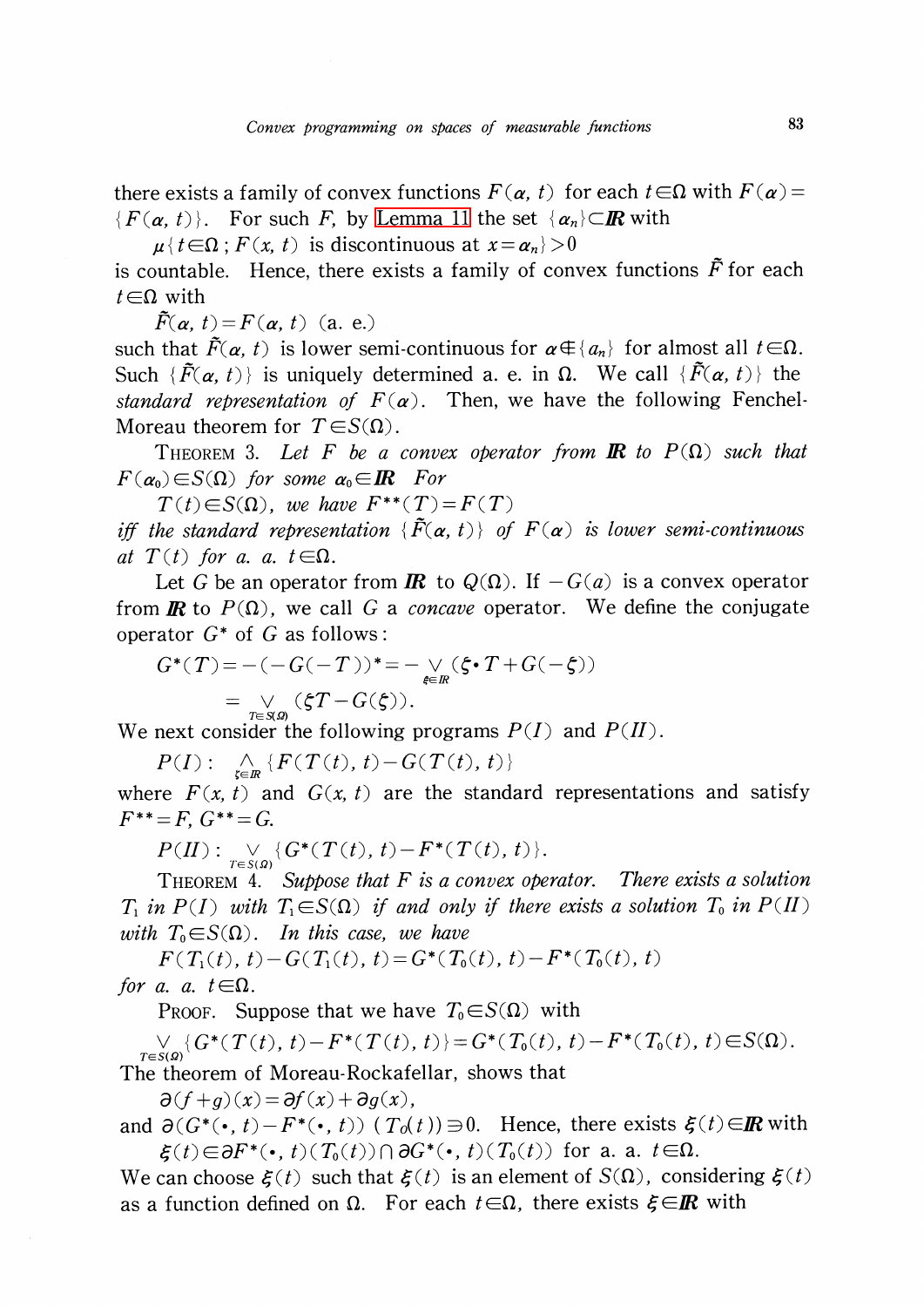there exists a family of convex functions $F(\alpha, t)$ for each $t \in \Omega$ with $F(\alpha) = \{F(\alpha, t)\}$. For such $F$, by Lemma 11 the set $\{\alpha_n\} \subset \mathbb{R}$ with

$\mu\{t \in \Omega \,;\, F(x, t)$ is discontinuous at $x = \alpha_n\} > 0$

is countable. Hence, there exists a family of convex functions $\tilde{F}$ for each $t \in \Omega$ with

$\tilde{F}(\alpha, t) = F(\alpha, t)$ (a. e.)

such that $\tilde{F}(\alpha, t)$ is lower semi-continuous for $\alpha \notin \{a_n\}$ for almost all $t \in \Omega$. Such $\{\tilde{F}(\alpha, t)\}$ is uniquely determined a. e. in $\Omega$. We call $\{\tilde{F}(\alpha, t)\}$ the *standard representation of* $F(\alpha)$. Then, we have the following Fenchel-Moreau theorem for $T \in S(\Omega)$.

THEOREM 3. *Let $F$ be a convex operator from $\mathbb{R}$ to $P(\Omega)$ such that $F(\alpha_0) \in S(\Omega)$ for some $\alpha_0 \in \mathbb{R}$ For*

*$T(t) \in S(\Omega)$, we have $F^{**}(T) = F(T)$*

*iff the standard representation $\{\tilde{F}(\alpha, t)\}$ of $F(\alpha)$ is lower semi-continuous at $T(t)$ for a. a. $t \in \Omega$.*

Let $G$ be an operator from $\mathbb{R}$ to $Q(\Omega)$. If $-G(a)$ is a convex operator from $\mathbb{R}$ to $P(\Omega)$, we call $G$ a *concave* operator. We define the conjugate operator $G^*$ of $G$ as follows:

$$G^*(T) = -(-G(-T))^* = -\bigvee_{\xi \in \mathbb{R}} (\xi \cdot T + G(-\xi))$$

$$= \bigvee_{T \in S(\Omega)} (\xi T - G(\xi)).$$

We next consider the following programs $P(I)$ and $P(II)$.

$$P(I): \bigwedge_{\xi \in \mathbb{R}} \{F(T(t), t) - G(T(t), t)\}$$

where $F(x, t)$ and $G(x, t)$ are the standard representations and satisfy $F^{**} = F$, $G^{**} = G$.

$$P(II): \bigvee_{T \in S(\Omega)} \{G^*(T(t), t) - F^*(T(t), t)\}.$$

THEOREM 4. *Suppose that $F$ is a convex operator. There exists a solution $T_1$ in $P(I)$ with $T_1 \in S(\Omega)$ if and only if there exists a solution $T_0$ in $P(II)$ with $T_0 \in S(\Omega)$. In this case, we have*

$$F(T_1(t), t) - G(T_1(t), t) = G^*(T_0(t), t) - F^*(T_0(t), t)$$

*for a. a. $t \in \Omega$.*

PROOF. Suppose that we have $T_0 \in S(\Omega)$ with

$$\bigvee_{T \in S(\Omega)} \{G^*(T(t), t) - F^*(T(t), t)\} = G^*(T_0(t), t) - F^*(T_0(t), t) \in S(\Omega).$$

The theorem of Moreau-Rockafellar, shows that

$$\partial(f + g)(x) = \partial f(x) + \partial g(x),$$

and $\partial(G^*(\cdot, t) - F^*(\cdot, t))\,(T_0(t)) \ni 0$. Hence, there exists $\xi(t) \in \mathbb{R}$ with

$$\xi(t) \in \partial F^*(\cdot, t)(T_0(t)) \cap \partial G^*(\cdot, t)(T_0(t)) \text{ for a. a. } t \in \Omega.$$

We can choose $\xi(t)$ such that $\xi(t)$ is an element of $S(\Omega)$, considering $\xi(t)$ as a function defined on $\Omega$. For each $t \in \Omega$, there exists $\xi \in \mathbb{R}$ with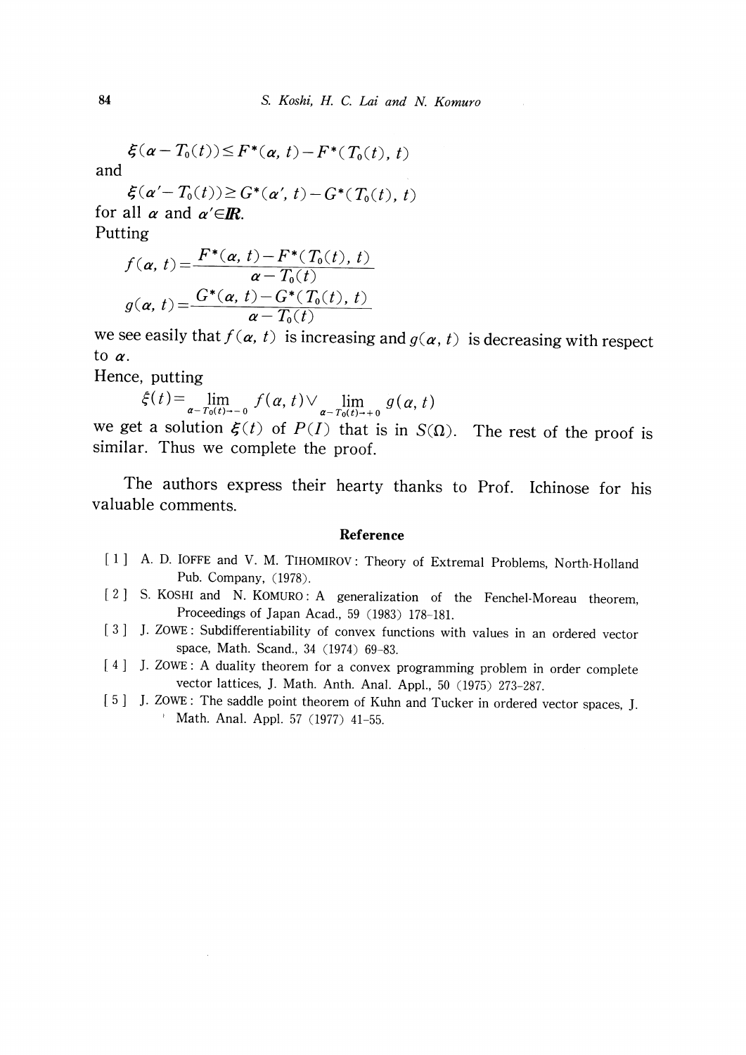$$\xi(\alpha - T_0(t)) \leq F^*(\alpha, t) - F^*(T_0(t), t)$$

and

$$\xi(\alpha' - T_0(t)) \geq G^*(\alpha', t) - G^*(T_0(t), t)$$

for all $\alpha$ and $\alpha' \in \mathbb{R}$.

Putting

$$f(\alpha, t) = \frac{F^*(\alpha, t) - F^*(T_0(t), t)}{\alpha - T_0(t)}$$

$$g(\alpha, t) = \frac{G^*(\alpha, t) - G^*(T_0(t), t)}{\alpha - T_0(t)}$$

we see easily that $f(\alpha, t)$ is increasing and $g(\alpha, t)$ is decreasing with respect to $\alpha$.

Hence, putting

$$\xi(t) = \lim_{\alpha - T_0(t) \to -0} f(\alpha, t) \vee \lim_{\alpha - T_0(t) \to +0} g(\alpha, t)$$

we get a solution $\xi(t)$ of $P(I)$ that is in $S(\Omega)$. The rest of the proof is similar. Thus we complete the proof.

The authors express their hearty thanks to Prof. Ichinose for his valuable comments.

## Reference

[1] A. D. IOFFE and V. M. TIHOMIROV: Theory of Extremal Problems, North-Holland Pub. Company, (1978).

[2] S. KOSHI and N. KOMURO: A generalization of the Fenchel-Moreau theorem, Proceedings of Japan Acad., 59 (1983) 178–181.

[3] J. ZOWE: Subdifferentiability of convex functions with values in an ordered vector space, Math. Scand., 34 (1974) 69–83.

[4] J. ZOWE: A duality theorem for a convex programming problem in order complete vector lattices, J. Math. Anth. Anal. Appl., 50 (1975) 273–287.

[5] J. ZOWE: The saddle point theorem of Kuhn and Tucker in ordered vector spaces, J. Math. Anal. Appl. 57 (1977) 41–55.